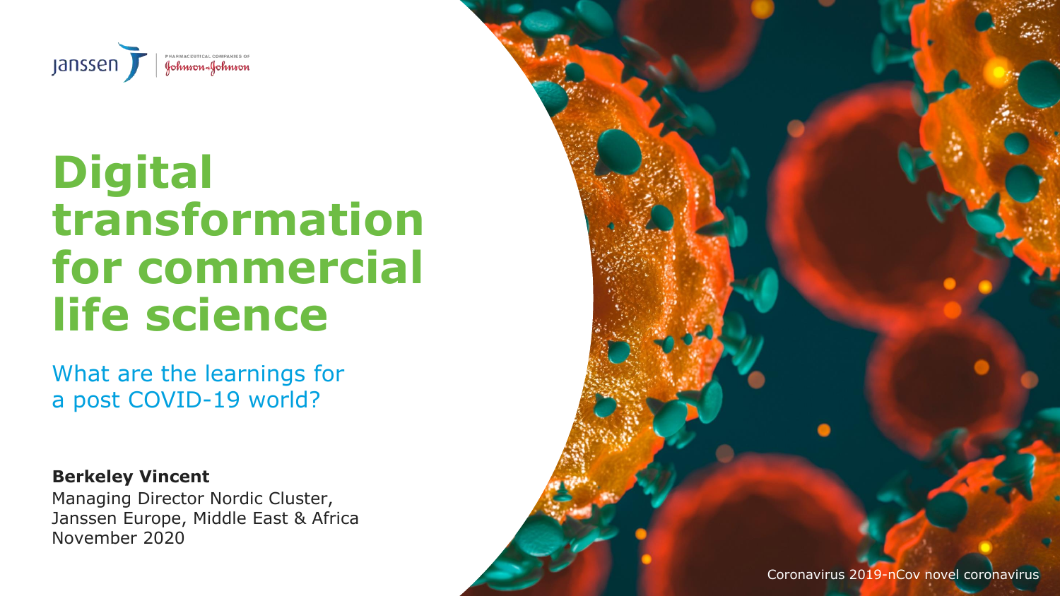Janssen | PHARMACEUTICAL COMPANIES OF Johnson & Johnson

# Digital transformation for commercial life science

What are the learnings for a post COVID-19 world?

**Berkeley Vincent**
Managing Director Nordic Cluster, Janssen Europe, Middle East & Africa
November 2020

Coronavirus 2019-nCov novel coronavirus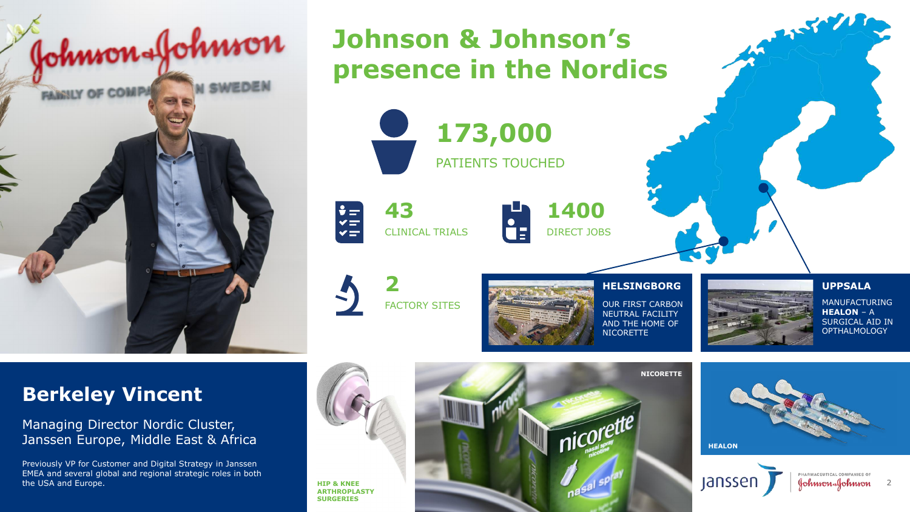# Johnson & Johnson's presence in the Nordics

**173,000**
PATIENTS TOUCHED

**43**
CLINICAL TRIALS

**1400**
DIRECT JOBS

**2**
FACTORY SITES

**HELSINGBORG**

OUR FIRST CARBON NEUTRAL FACILITY AND THE HOME OF NICORETTE

**UPPSALA**

MANUFACTURING **HEALON** – A SURGICAL AID IN OPTHALMOLOGY

## Berkeley Vincent

Managing Director Nordic Cluster, Janssen Europe, Middle East & Africa

Previously VP for Customer and Digital Strategy in Janssen EMEA and several global and regional strategic roles in both the USA and Europe.

**HIP & KNEE ARTHROPLASTY SURGERIES**

**NICORETTE**

**HEALON**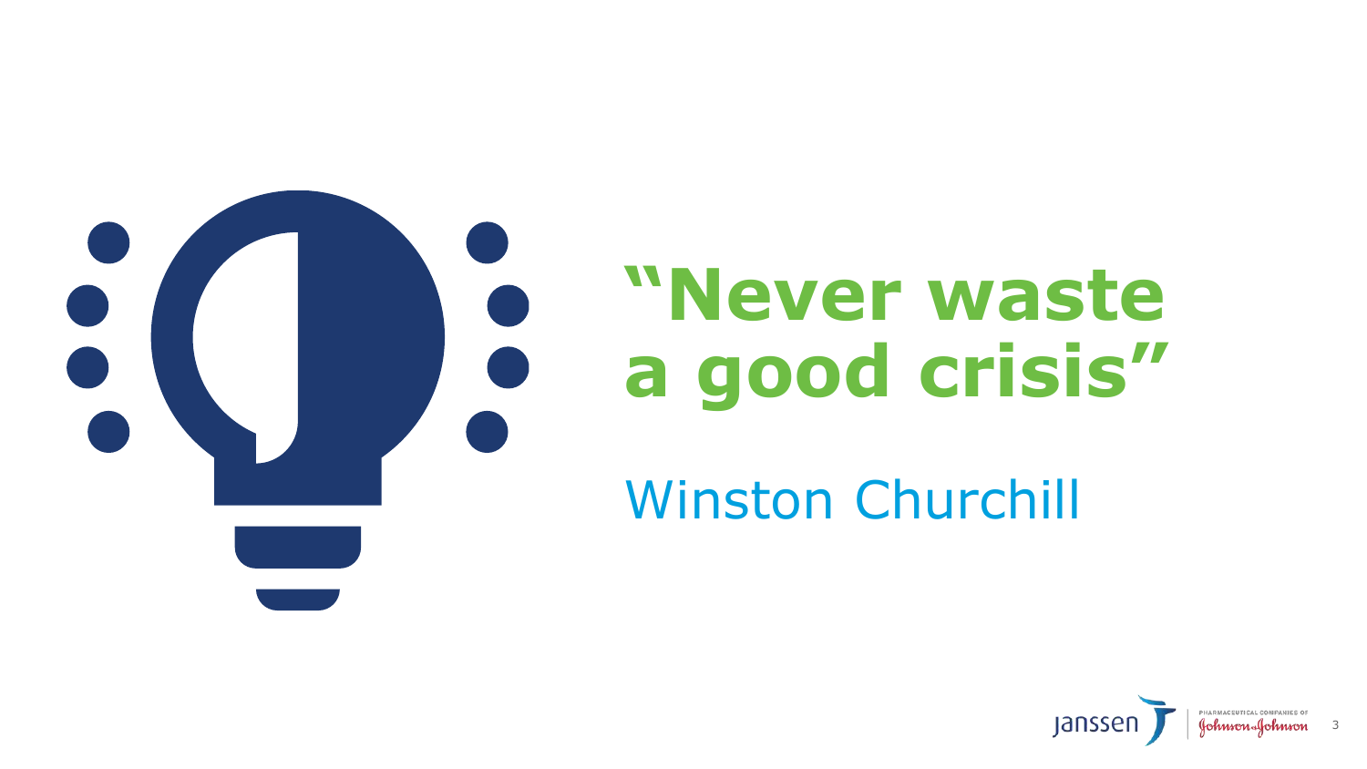# "Never waste a good crisis"

Winston Churchill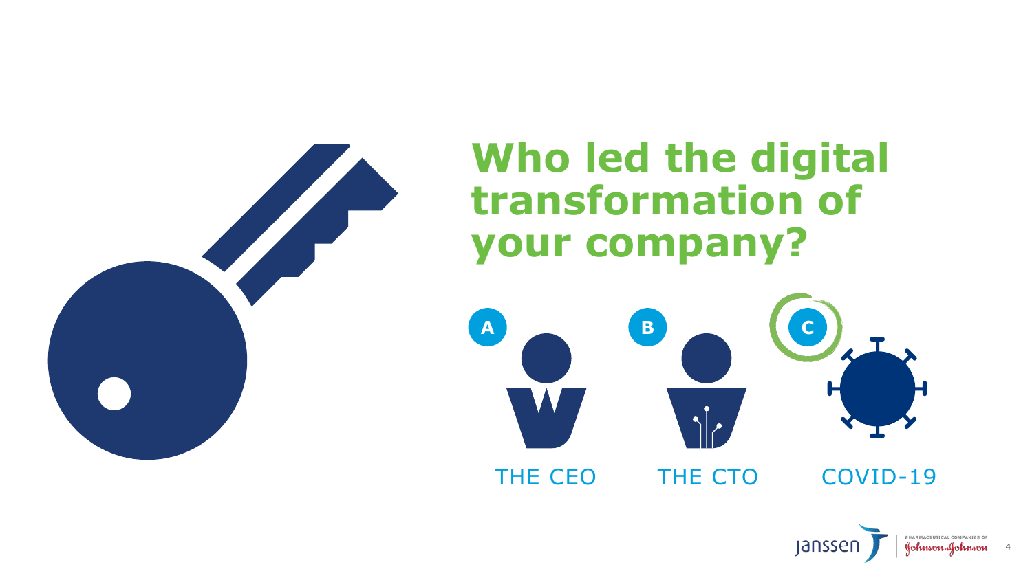# Who led the digital transformation of your company?

**A** THE CEO

**B** THE CTO

**C** COVID-19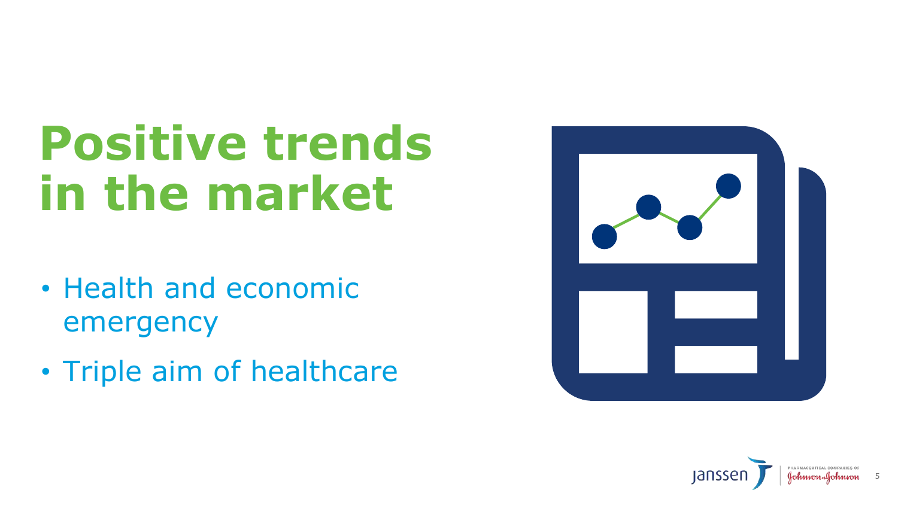# Positive trends in the market

- Health and economic emergency
- Triple aim of healthcare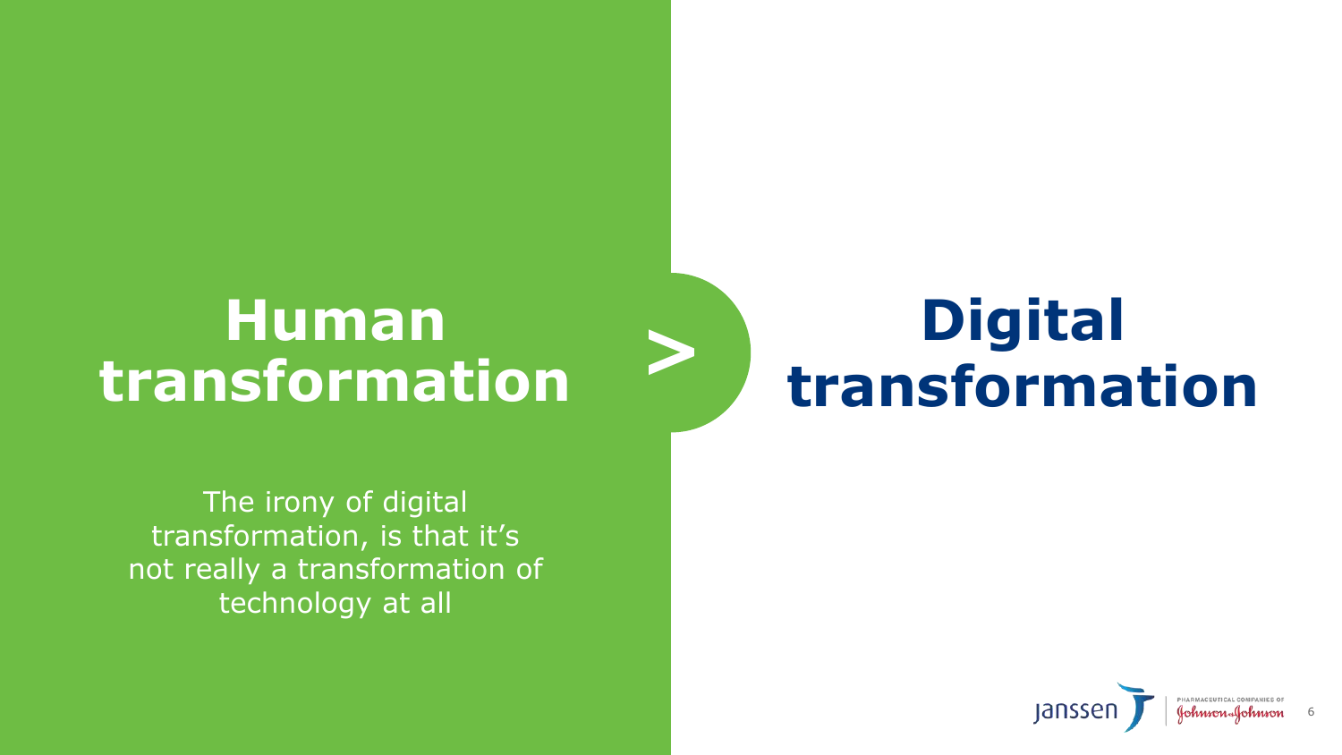# Human transformation > Digital transformation

The irony of digital transformation, is that it's not really a transformation of technology at all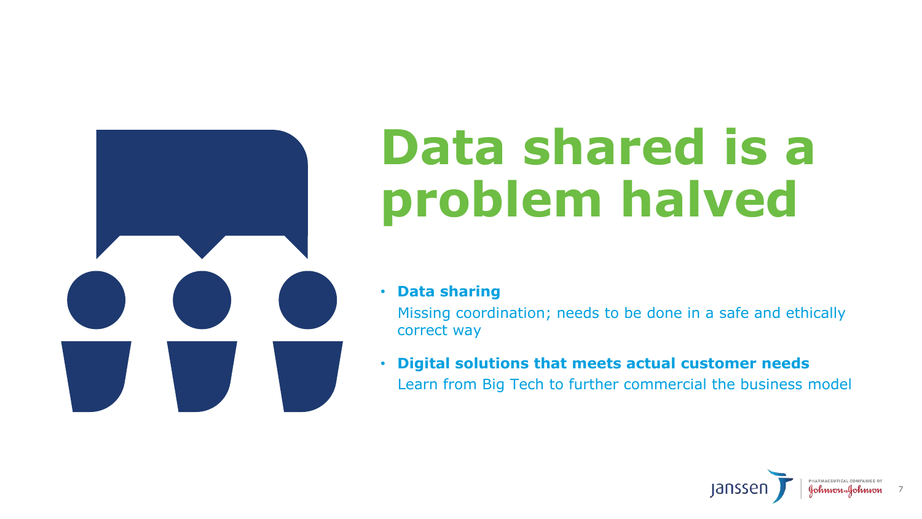# Data shared is a problem halved

- **Data sharing**
  Missing coordination; needs to be done in a safe and ethically correct way
- **Digital solutions that meets actual customer needs**
  Learn from Big Tech to further commercial the business model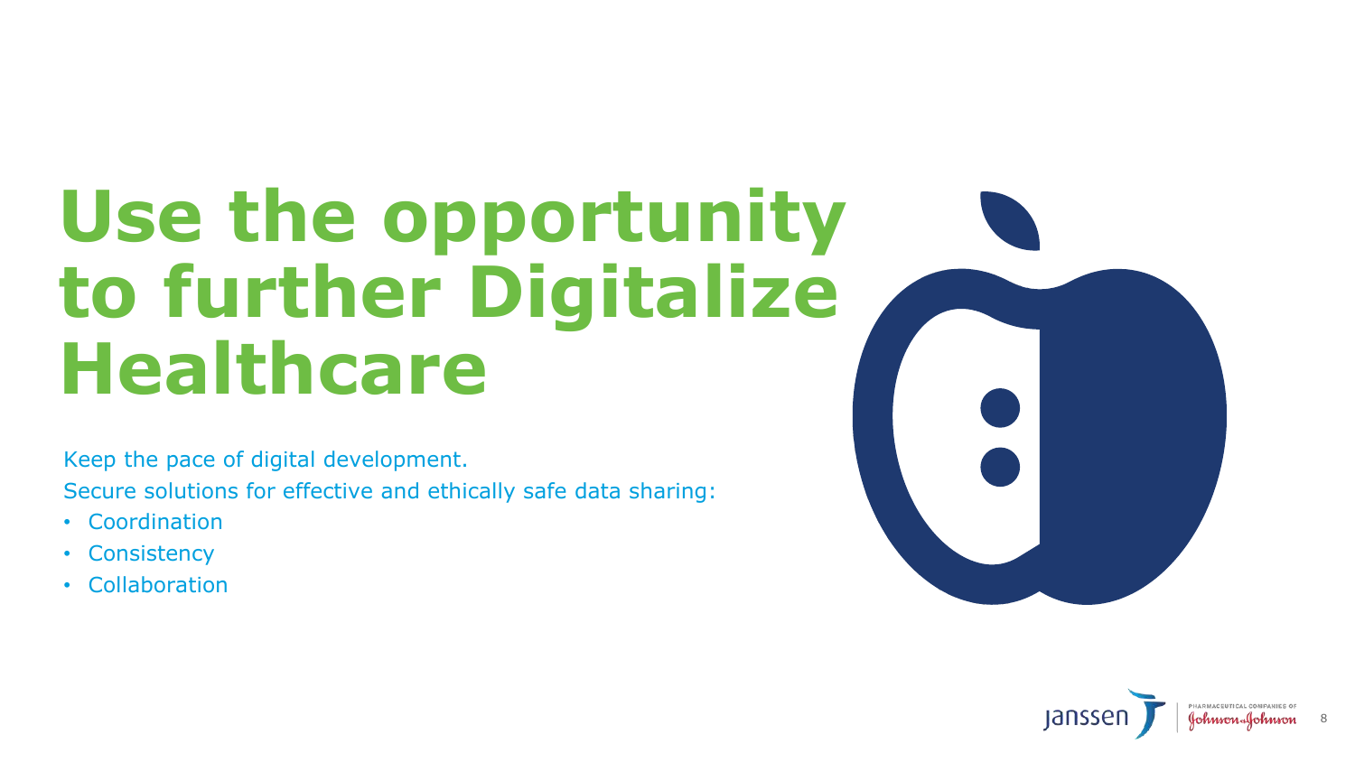# Use the opportunity to further Digitalize Healthcare

Keep the pace of digital development.

Secure solutions for effective and ethically safe data sharing:

- Coordination
- Consistency
- Collaboration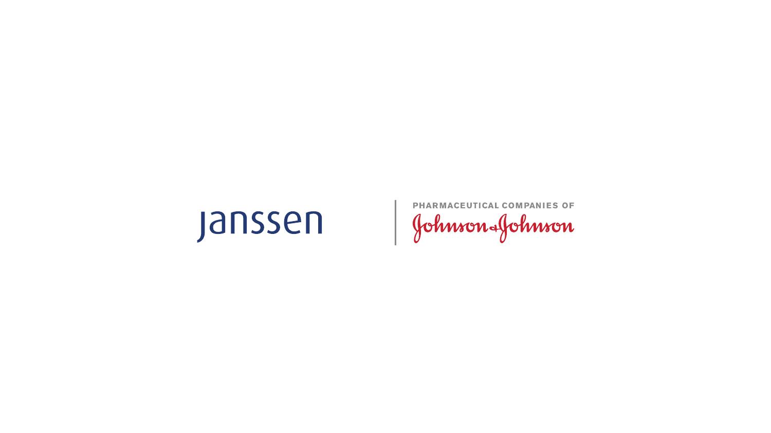janssen

PHARMACEUTICAL COMPANIES OF

Johnson & Johnson